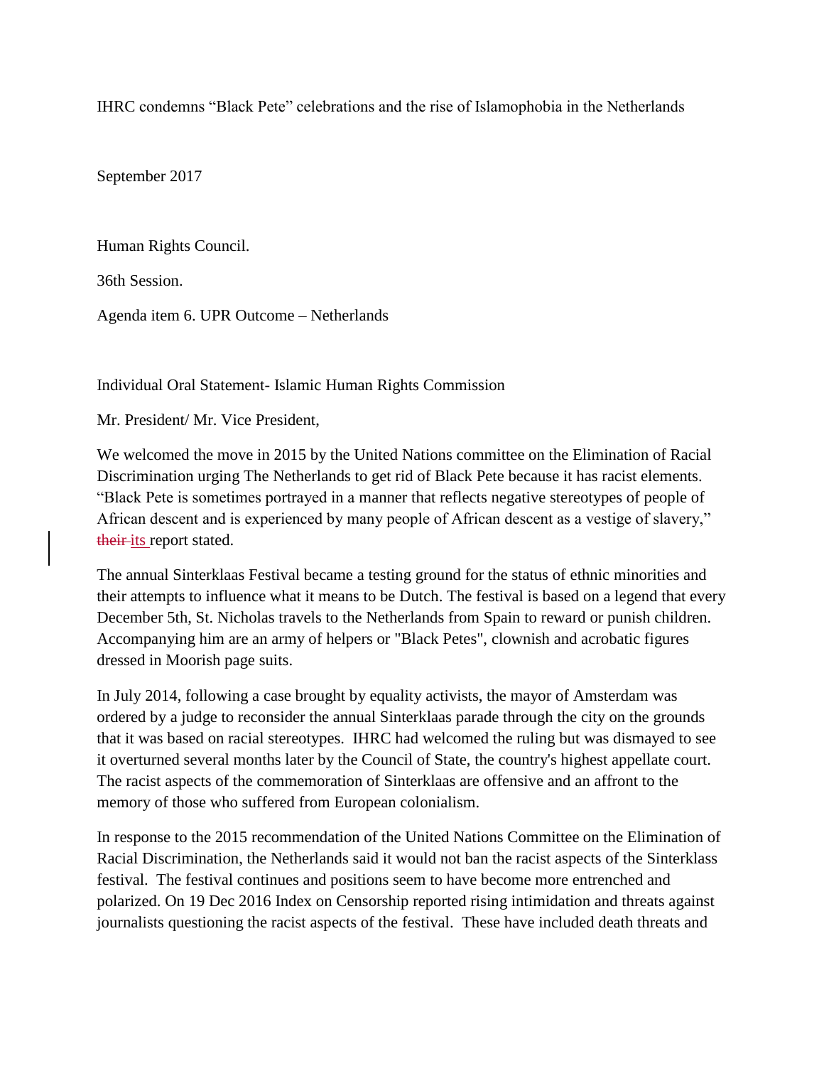IHRC condemns “Black Pete” celebrations and the rise of Islamophobia in the Netherlands

September 2017

Human Rights Council.

36th Session.

Agenda item 6. UPR Outcome – Netherlands

Individual Oral Statement- Islamic Human Rights Commission

Mr. President/ Mr. Vice President,

We welcomed the move in 2015 by the United Nations committee on the Elimination of Racial Discrimination urging The Netherlands to get rid of Black Pete because it has racist elements. “Black Pete is sometimes portrayed in a manner that reflects negative stereotypes of people of African descent and is experienced by many people of African descent as a vestige of slavery,” ~~their~~ its report stated.

The annual Sinterklaas Festival became a testing ground for the status of ethnic minorities and their attempts to influence what it means to be Dutch. The festival is based on a legend that every December 5th, St. Nicholas travels to the Netherlands from Spain to reward or punish children. Accompanying him are an army of helpers or "Black Petes", clownish and acrobatic figures dressed in Moorish page suits.

In July 2014, following a case brought by equality activists, the mayor of Amsterdam was ordered by a judge to reconsider the annual Sinterklaas parade through the city on the grounds that it was based on racial stereotypes. IHRC had welcomed the ruling but was dismayed to see it overturned several months later by the Council of State, the country's highest appellate court. The racist aspects of the commemoration of Sinterklaas are offensive and an affront to the memory of those who suffered from European colonialism.

In response to the 2015 recommendation of the United Nations Committee on the Elimination of Racial Discrimination, the Netherlands said it would not ban the racist aspects of the Sinterklass festival. The festival continues and positions seem to have become more entrenched and polarized. On 19 Dec 2016 Index on Censorship reported rising intimidation and threats against journalists questioning the racist aspects of the festival. These have included death threats and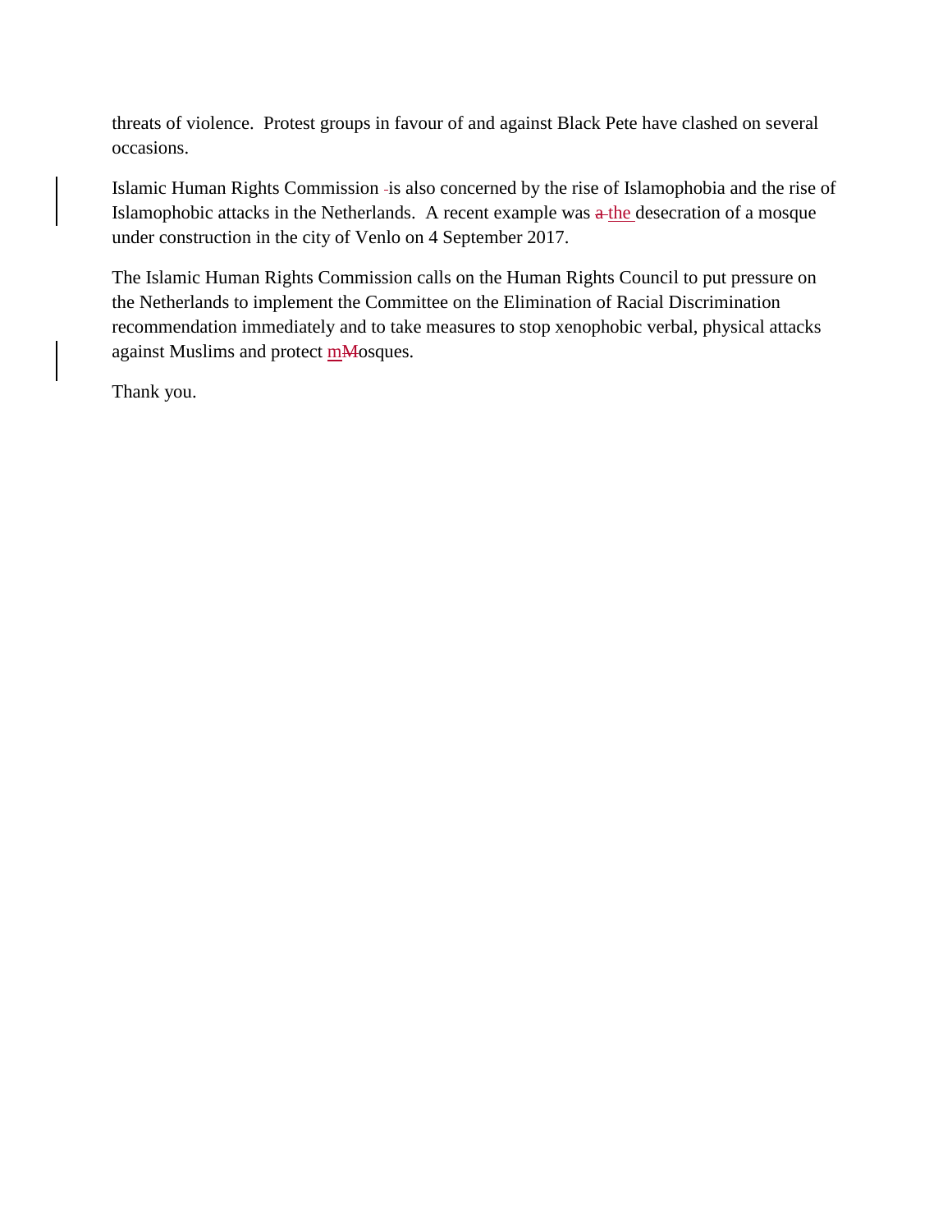threats of violence. Protest groups in favour of and against Black Pete have clashed on several occasions.

Islamic Human Rights Commission is also concerned by the rise of Islamophobia and the rise of Islamophobic attacks in the Netherlands. A recent example was ~~a~~ the desecration of a mosque under construction in the city of Venlo on 4 September 2017.

The Islamic Human Rights Commission calls on the Human Rights Council to put pressure on the Netherlands to implement the Committee on the Elimination of Racial Discrimination recommendation immediately and to take measures to stop xenophobic verbal, physical attacks against Muslims and protect m~~M~~osques.

Thank you.